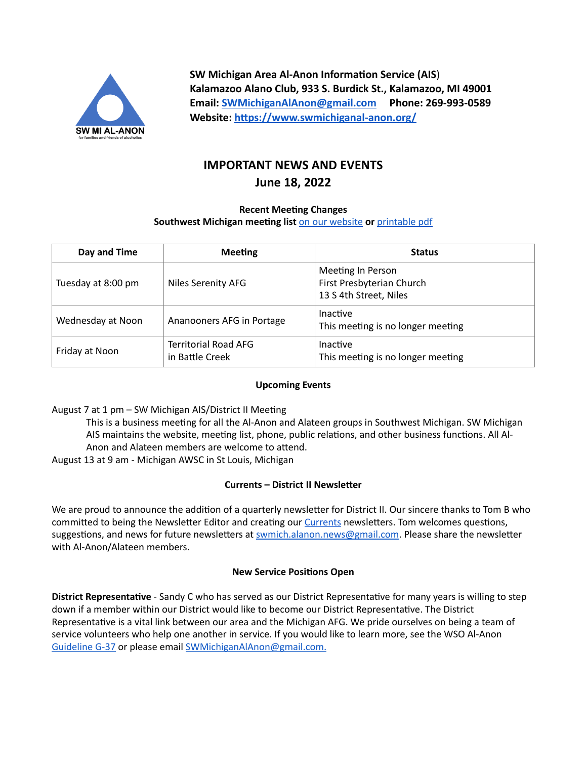**SW Michigan Area Al-Anon Information Service (AIS)**
**Kalamazoo Alano Club, 933 S. Burdick St., Kalamazoo, MI 49001**
**Email: [SWMichiganAlAnon@gmail.com](mailto:SWMichiganAlAnon@gmail.com) Phone: 269-993-0589**
**Website: [https://www.swmichiganal-anon.org/](https://www.swmichiganal-anon.org/)**

# IMPORTANT NEWS AND EVENTS
## June 18, 2022

### Recent Meeting Changes

**Southwest Michigan meeting list** on our website **or** printable pdf

| Day and Time | Meeting | Status |
|---|---|---|
| Tuesday at 8:00 pm | Niles Serenity AFG | Meeting In Person<br>First Presbyterian Church<br>13 S 4th Street, Niles |
| Wednesday at Noon | Ananooners AFG in Portage | Inactive<br>This meeting is no longer meeting |
| Friday at Noon | Territorial Road AFG in Battle Creek | Inactive<br>This meeting is no longer meeting |

### Upcoming Events

August 7 at 1 pm – SW Michigan AIS/District II Meeting

> This is a business meeting for all the Al-Anon and Alateen groups in Southwest Michigan. SW Michigan AIS maintains the website, meeting list, phone, public relations, and other business functions. All Al-Anon and Alateen members are welcome to attend.

August 13 at 9 am - Michigan AWSC in St Louis, Michigan

### Currents – District II Newsletter

We are proud to announce the addition of a quarterly newsletter for District II. Our sincere thanks to Tom B who committed to being the Newsletter Editor and creating our Currents newsletters. Tom welcomes questions, suggestions, and news for future newsletters at [swmich.alanon.news@gmail.com](mailto:swmich.alanon.news@gmail.com). Please share the newsletter with Al-Anon/Alateen members.

### New Service Positions Open

**District Representative** - Sandy C who has served as our District Representative for many years is willing to step down if a member within our District would like to become our District Representative. The District Representative is a vital link between our area and the Michigan AFG. We pride ourselves on being a team of service volunteers who help one another in service. If you would like to learn more, see the WSO Al-Anon Guideline G-37 or please email [SWMichiganAlAnon@gmail.com.](mailto:SWMichiganAlAnon@gmail.com)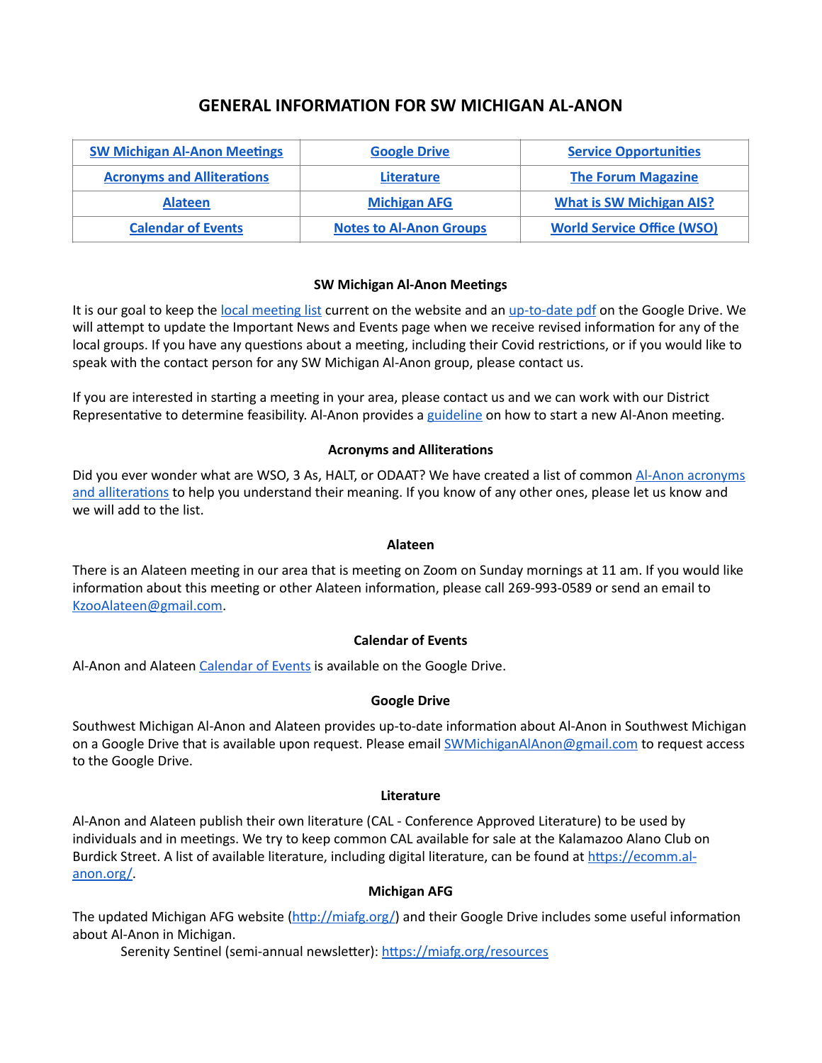# GENERAL INFORMATION FOR SW MICHIGAN AL-ANON

| SW Michigan Al-Anon Meetings | Google Drive | Service Opportunities |
|---|---|---|
| Acronyms and Alliterations | Literature | The Forum Magazine |
| Alateen | Michigan AFG | What is SW Michigan AIS? |
| Calendar of Events | Notes to Al-Anon Groups | World Service Office (WSO) |

### SW Michigan Al-Anon Meetings

It is our goal to keep the local meeting list current on the website and an up-to-date pdf on the Google Drive. We will attempt to update the Important News and Events page when we receive revised information for any of the local groups. If you have any questions about a meeting, including their Covid restrictions, or if you would like to speak with the contact person for any SW Michigan Al-Anon group, please contact us.

If you are interested in starting a meeting in your area, please contact us and we can work with our District Representative to determine feasibility. Al-Anon provides a guideline on how to start a new Al-Anon meeting.

### Acronyms and Alliterations

Did you ever wonder what are WSO, 3 As, HALT, or ODAAT? We have created a list of common Al-Anon acronyms and alliterations to help you understand their meaning. If you know of any other ones, please let us know and we will add to the list.

### Alateen

There is an Alateen meeting in our area that is meeting on Zoom on Sunday mornings at 11 am. If you would like information about this meeting or other Alateen information, please call 269-993-0589 or send an email to KzooAlateen@gmail.com.

### Calendar of Events

Al-Anon and Alateen Calendar of Events is available on the Google Drive.

### Google Drive

Southwest Michigan Al-Anon and Alateen provides up-to-date information about Al-Anon in Southwest Michigan on a Google Drive that is available upon request. Please email SWMichiganAlAnon@gmail.com to request access to the Google Drive.

### Literature

Al-Anon and Alateen publish their own literature (CAL - Conference Approved Literature) to be used by individuals and in meetings. We try to keep common CAL available for sale at the Kalamazoo Alano Club on Burdick Street. A list of available literature, including digital literature, can be found at https://ecomm.al-anon.org/.

### Michigan AFG

The updated Michigan AFG website (http://miafg.org/) and their Google Drive includes some useful information about Al-Anon in Michigan.

Serenity Sentinel (semi-annual newsletter): https://miafg.org/resources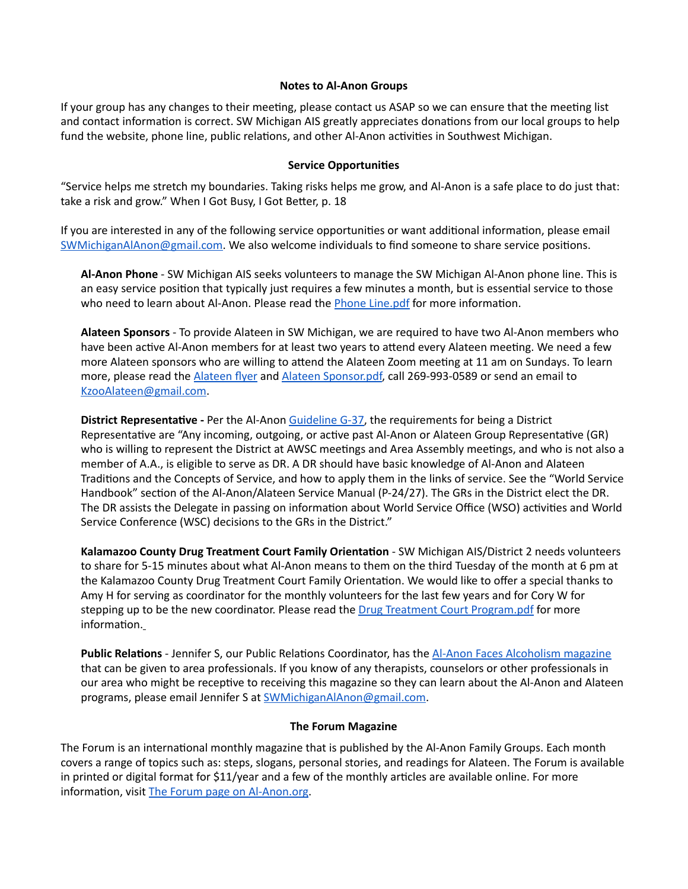## Notes to Al-Anon Groups

If your group has any changes to their meeting, please contact us ASAP so we can ensure that the meeting list and contact information is correct. SW Michigan AIS greatly appreciates donations from our local groups to help fund the website, phone line, public relations, and other Al-Anon activities in Southwest Michigan.

## Service Opportunities

"Service helps me stretch my boundaries. Taking risks helps me grow, and Al-Anon is a safe place to do just that: take a risk and grow." When I Got Busy, I Got Better, p. 18

If you are interested in any of the following service opportunities or want additional information, please email SWMichiganAlAnon@gmail.com. We also welcome individuals to find someone to share service positions.

**Al-Anon Phone** - SW Michigan AIS seeks volunteers to manage the SW Michigan Al-Anon phone line. This is an easy service position that typically just requires a few minutes a month, but is essential service to those who need to learn about Al-Anon. Please read the Phone Line.pdf for more information.

**Alateen Sponsors** - To provide Alateen in SW Michigan, we are required to have two Al-Anon members who have been active Al-Anon members for at least two years to attend every Alateen meeting. We need a few more Alateen sponsors who are willing to attend the Alateen Zoom meeting at 11 am on Sundays. To learn more, please read the Alateen flyer and Alateen Sponsor.pdf, call 269-993-0589 or send an email to KzooAlateen@gmail.com.

**District Representative -** Per the Al-Anon Guideline G-37, the requirements for being a District Representative are "Any incoming, outgoing, or active past Al-Anon or Alateen Group Representative (GR) who is willing to represent the District at AWSC meetings and Area Assembly meetings, and who is not also a member of A.A., is eligible to serve as DR. A DR should have basic knowledge of Al-Anon and Alateen Traditions and the Concepts of Service, and how to apply them in the links of service. See the "World Service Handbook" section of the Al-Anon/Alateen Service Manual (P-24/27). The GRs in the District elect the DR. The DR assists the Delegate in passing on information about World Service Office (WSO) activities and World Service Conference (WSC) decisions to the GRs in the District."

**Kalamazoo County Drug Treatment Court Family Orientation** - SW Michigan AIS/District 2 needs volunteers to share for 5-15 minutes about what Al-Anon means to them on the third Tuesday of the month at 6 pm at the Kalamazoo County Drug Treatment Court Family Orientation. We would like to offer a special thanks to Amy H for serving as coordinator for the monthly volunteers for the last few years and for Cory W for stepping up to be the new coordinator. Please read the Drug Treatment Court Program.pdf for more information.

**Public Relations** - Jennifer S, our Public Relations Coordinator, has the Al-Anon Faces Alcoholism magazine that can be given to area professionals. If you know of any therapists, counselors or other professionals in our area who might be receptive to receiving this magazine so they can learn about the Al-Anon and Alateen programs, please email Jennifer S at SWMichiganAlAnon@gmail.com.

## The Forum Magazine

The Forum is an international monthly magazine that is published by the Al-Anon Family Groups. Each month covers a range of topics such as: steps, slogans, personal stories, and readings for Alateen. The Forum is available in printed or digital format for $11/year and a few of the monthly articles are available online. For more information, visit The Forum page on Al-Anon.org.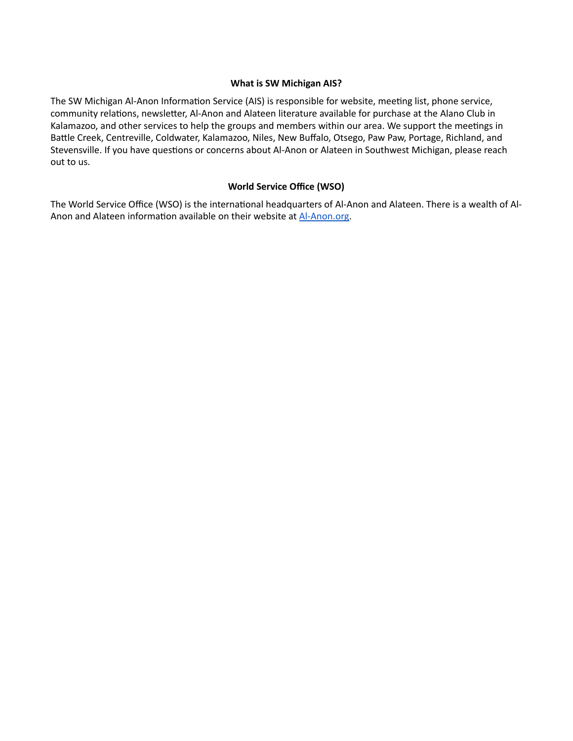### What is SW Michigan AIS?

The SW Michigan Al-Anon Information Service (AIS) is responsible for website, meeting list, phone service, community relations, newsletter, Al-Anon and Alateen literature available for purchase at the Alano Club in Kalamazoo, and other services to help the groups and members within our area. We support the meetings in Battle Creek, Centreville, Coldwater, Kalamazoo, Niles, New Buffalo, Otsego, Paw Paw, Portage, Richland, and Stevensville. If you have questions or concerns about Al-Anon or Alateen in Southwest Michigan, please reach out to us.

### World Service Office (WSO)

The World Service Office (WSO) is the international headquarters of Al-Anon and Alateen. There is a wealth of Al-Anon and Alateen information available on their website at [Al-Anon.org](https://al-anon.org).